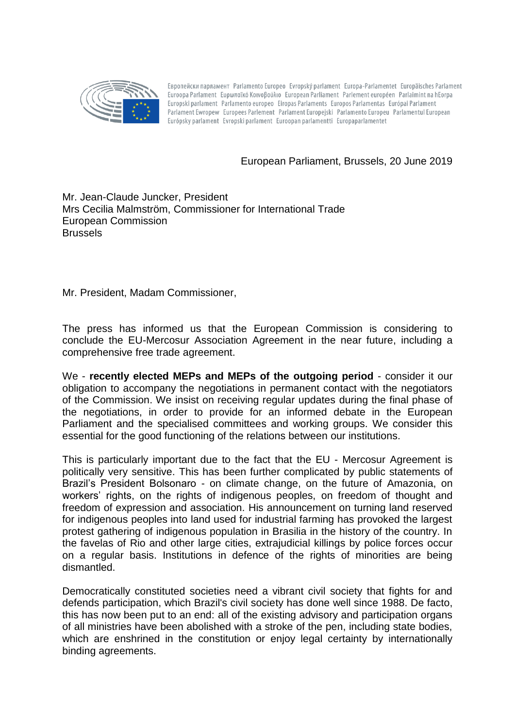Европейски парламент Parlamento Europeo Evropský parlament Europa-Parlamentet Europäisches Parlament Euroopa Parlament Ευρωπαϊκό Κοινοβούλιο European Parliament Parlement européen Parlaimint na hEorpa Europski parlament Parlamento europeo Eiropas Parlaments Europos Parlamentas Európai Parlament Parlament Ewropew Europees Parlement Parlament Europejski Parlamento Europeu Parlamentul European Európsky parlament Evropski parlament Euroopan parlamentti Europaparlamentet

European Parliament, Brussels, 20 June 2019

Mr. Jean-Claude Juncker, President
Mrs Cecilia Malmström, Commissioner for International Trade
European Commission
Brussels

Mr. President, Madam Commissioner,

The press has informed us that the European Commission is considering to conclude the EU-Mercosur Association Agreement in the near future, including a comprehensive free trade agreement.

We - **recently elected MEPs and MEPs of the outgoing period** - consider it our obligation to accompany the negotiations in permanent contact with the negotiators of the Commission. We insist on receiving regular updates during the final phase of the negotiations, in order to provide for an informed debate in the European Parliament and the specialised committees and working groups. We consider this essential for the good functioning of the relations between our institutions.

This is particularly important due to the fact that the EU - Mercosur Agreement is politically very sensitive. This has been further complicated by public statements of Brazil's President Bolsonaro - on climate change, on the future of Amazonia, on workers' rights, on the rights of indigenous peoples, on freedom of thought and freedom of expression and association. His announcement on turning land reserved for indigenous peoples into land used for industrial farming has provoked the largest protest gathering of indigenous population in Brasilia in the history of the country. In the favelas of Rio and other large cities, extrajudicial killings by police forces occur on a regular basis. Institutions in defence of the rights of minorities are being dismantled.

Democratically constituted societies need a vibrant civil society that fights for and defends participation, which Brazil's civil society has done well since 1988. De facto, this has now been put to an end: all of the existing advisory and participation organs of all ministries have been abolished with a stroke of the pen, including state bodies, which are enshrined in the constitution or enjoy legal certainty by internationally binding agreements.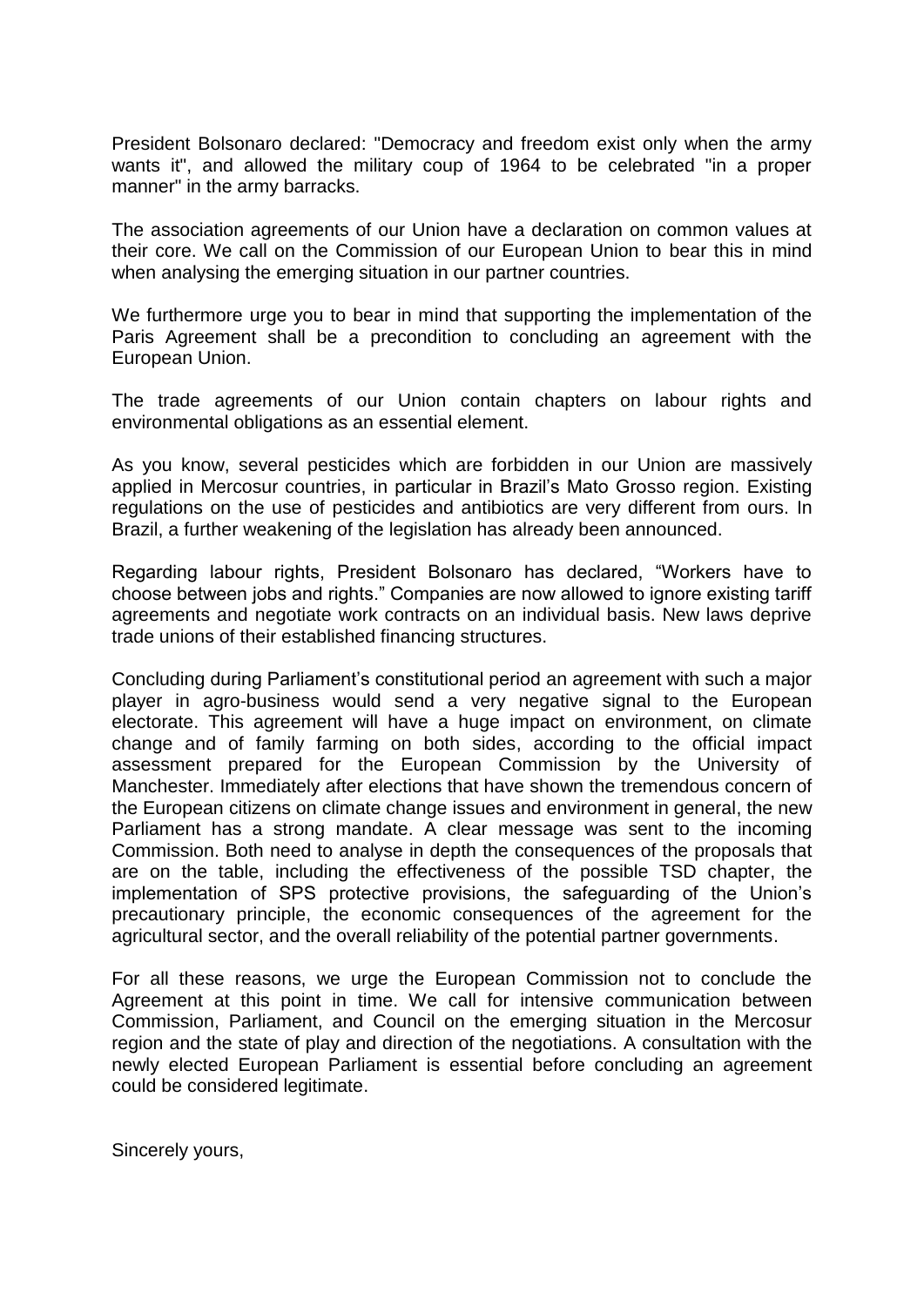President Bolsonaro declared: "Democracy and freedom exist only when the army wants it", and allowed the military coup of 1964 to be celebrated "in a proper manner" in the army barracks.

The association agreements of our Union have a declaration on common values at their core. We call on the Commission of our European Union to bear this in mind when analysing the emerging situation in our partner countries.

We furthermore urge you to bear in mind that supporting the implementation of the Paris Agreement shall be a precondition to concluding an agreement with the European Union.

The trade agreements of our Union contain chapters on labour rights and environmental obligations as an essential element.

As you know, several pesticides which are forbidden in our Union are massively applied in Mercosur countries, in particular in Brazil's Mato Grosso region. Existing regulations on the use of pesticides and antibiotics are very different from ours. In Brazil, a further weakening of the legislation has already been announced.

Regarding labour rights, President Bolsonaro has declared, "Workers have to choose between jobs and rights." Companies are now allowed to ignore existing tariff agreements and negotiate work contracts on an individual basis. New laws deprive trade unions of their established financing structures.

Concluding during Parliament's constitutional period an agreement with such a major player in agro-business would send a very negative signal to the European electorate. This agreement will have a huge impact on environment, on climate change and of family farming on both sides, according to the official impact assessment prepared for the European Commission by the University of Manchester. Immediately after elections that have shown the tremendous concern of the European citizens on climate change issues and environment in general, the new Parliament has a strong mandate. A clear message was sent to the incoming Commission. Both need to analyse in depth the consequences of the proposals that are on the table, including the effectiveness of the possible TSD chapter, the implementation of SPS protective provisions, the safeguarding of the Union's precautionary principle, the economic consequences of the agreement for the agricultural sector, and the overall reliability of the potential partner governments.

For all these reasons, we urge the European Commission not to conclude the Agreement at this point in time. We call for intensive communication between Commission, Parliament, and Council on the emerging situation in the Mercosur region and the state of play and direction of the negotiations. A consultation with the newly elected European Parliament is essential before concluding an agreement could be considered legitimate.

Sincerely yours,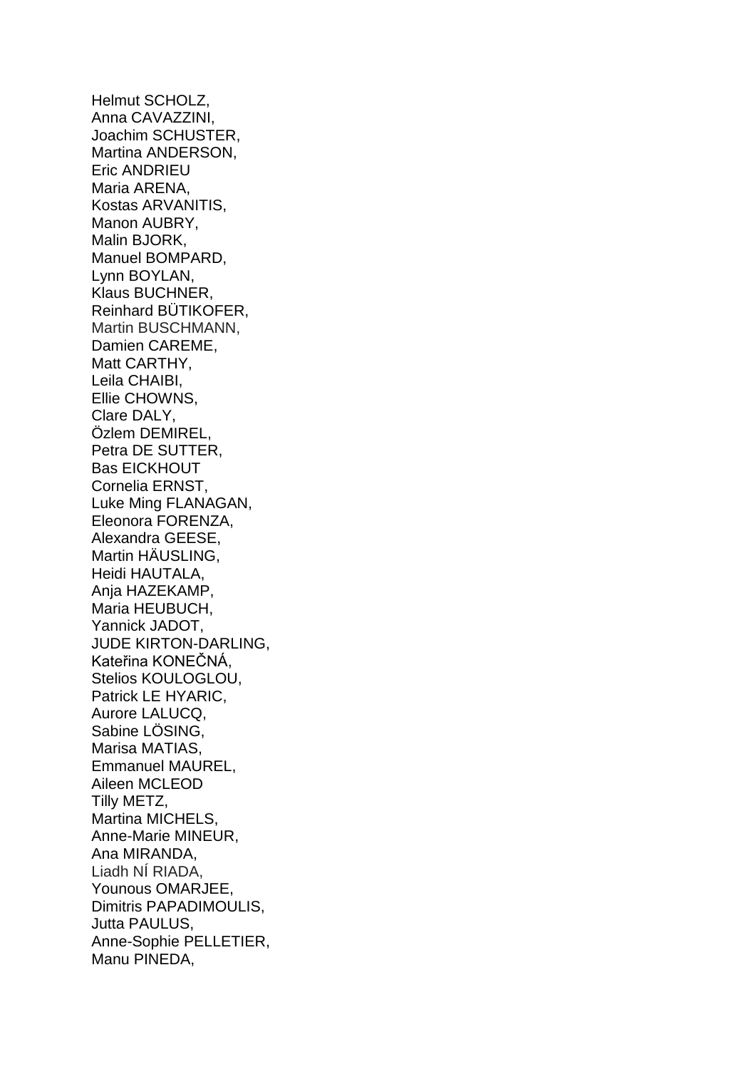Helmut SCHOLZ,
Anna CAVAZZINI,
Joachim SCHUSTER,
Martina ANDERSON,
Eric ANDRIEU
Maria ARENA,
Kostas ARVANITIS,
Manon AUBRY,
Malin BJORK,
Manuel BOMPARD,
Lynn BOYLAN,
Klaus BUCHNER,
Reinhard BÜTIKOFER,
Martin BUSCHMANN,
Damien CAREME,
Matt CARTHY,
Leila CHAIBI,
Ellie CHOWNS,
Clare DALY,
Özlem DEMIREL,
Petra DE SUTTER,
Bas EICKHOUT
Cornelia ERNST,
Luke Ming FLANAGAN,
Eleonora FORENZA,
Alexandra GEESE,
Martin HÄUSLING,
Heidi HAUTALA,
Anja HAZEKAMP,
Maria HEUBUCH,
Yannick JADOT,
JUDE KIRTON-DARLING,
Kateřina KONEČNÁ,
Stelios KOULOGLOU,
Patrick LE HYARIC,
Aurore LALUCQ,
Sabine LÖSING,
Marisa MATIAS,
Emmanuel MAUREL,
Aileen MCLEOD
Tilly METZ,
Martina MICHELS,
Anne-Marie MINEUR,
Ana MIRANDA,
Liadh NÍ RIADA,
Younous OMARJEE,
Dimitris PAPADIMOULIS,
Jutta PAULUS,
Anne-Sophie PELLETIER,
Manu PINEDA,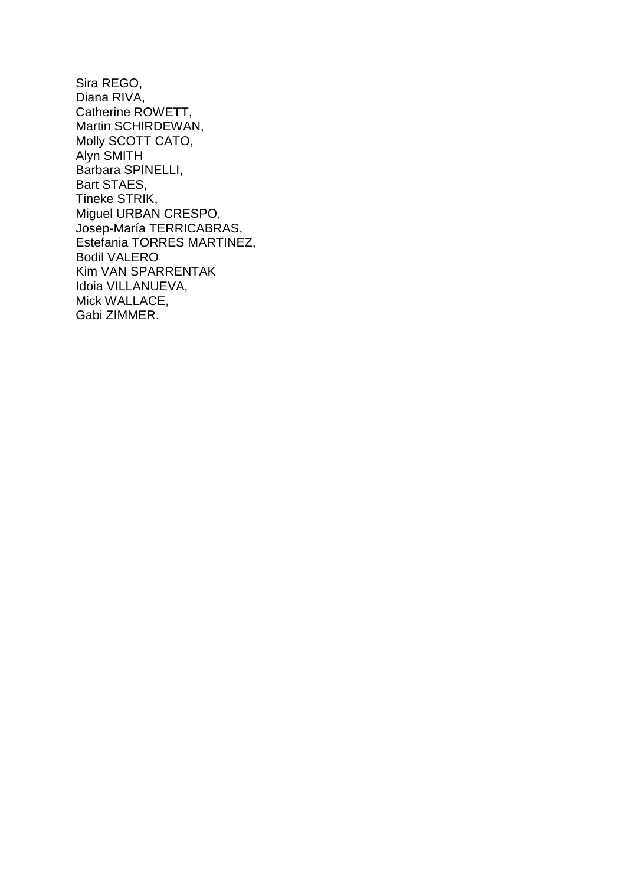Sira REGO,
Diana RIVA,
Catherine ROWETT,
Martin SCHIRDEWAN,
Molly SCOTT CATO,
Alyn SMITH
Barbara SPINELLI,
Bart STAES,
Tineke STRIK,
Miguel URBAN CRESPO,
Josep-María TERRICABRAS,
Estefania TORRES MARTINEZ,
Bodil VALERO
Kim VAN SPARRENTAK
Idoia VILLANUEVA,
Mick WALLACE,
Gabi ZIMMER.